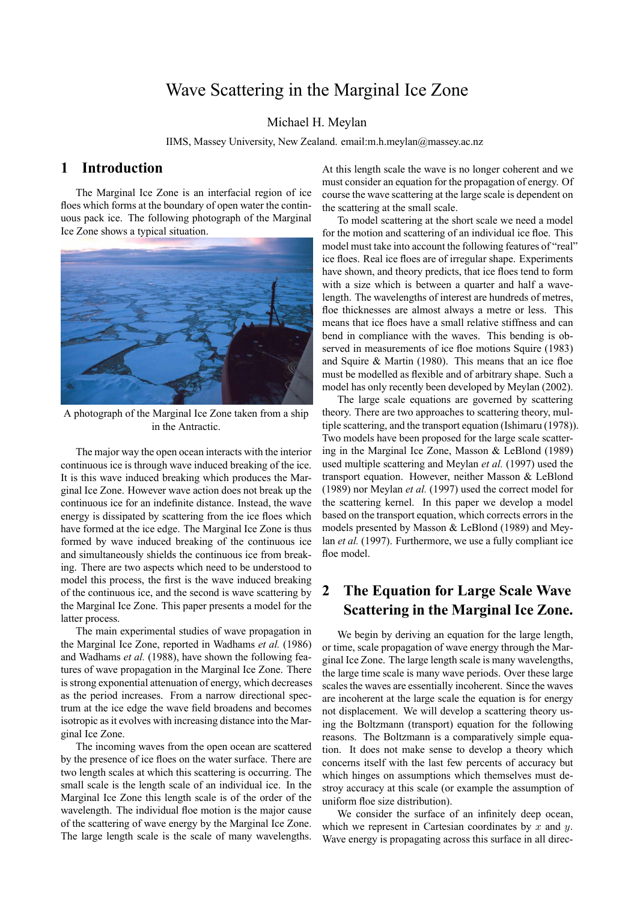# Wave Scattering in the Marginal Ice Zone

Michael H. Meylan

IIMS, Massey University, New Zealand. email:m.h.meylan@massey.ac.nz

## 1 Introduction

The Marginal Ice Zone is an interfacial region of ice floes which forms at the boundary of open water the continuous pack ice. The following photograph of the Marginal Ice Zone shows a typical situation.

A photograph of the Marginal Ice Zone taken from a ship in the Antractic.

The major way the open ocean interacts with the interior continuous ice is through wave induced breaking of the ice. It is this wave induced breaking which produces the Marginal Ice Zone. However wave action does not break up the continuous ice for an indefinite distance. Instead, the wave energy is dissipated by scattering from the ice floes which have formed at the ice edge. The Marginal Ice Zone is thus formed by wave induced breaking of the continuous ice and simultaneously shields the continuous ice from breaking. There are two aspects which need to be understood to model this process, the first is the wave induced breaking of the continuous ice, and the second is wave scattering by the Marginal Ice Zone. This paper presents a model for the latter process.

The main experimental studies of wave propagation in the Marginal Ice Zone, reported in Wadhams *et al.* (1986) and Wadhams *et al.* (1988), have shown the following features of wave propagation in the Marginal Ice Zone. There is strong exponential attenuation of energy, which decreases as the period increases. From a narrow directional spectrum at the ice edge the wave field broadens and becomes isotropic as it evolves with increasing distance into the Marginal Ice Zone.

The incoming waves from the open ocean are scattered by the presence of ice floes on the water surface. There are two length scales at which this scattering is occurring. The small scale is the length scale of an individual ice. In the Marginal Ice Zone this length scale is of the order of the wavelength. The individual floe motion is the major cause of the scattering of wave energy by the Marginal Ice Zone. The large length scale is the scale of many wavelengths. At this length scale the wave is no longer coherent and we must consider an equation for the propagation of energy. Of course the wave scattering at the large scale is dependent on the scattering at the small scale.

To model scattering at the short scale we need a model for the motion and scattering of an individual ice floe. This model must take into account the following features of "real" ice floes. Real ice floes are of irregular shape. Experiments have shown, and theory predicts, that ice floes tend to form with a size which is between a quarter and half a wavelength. The wavelengths of interest are hundreds of metres, floe thicknesses are almost always a metre or less. This means that ice floes have a small relative stiffness and can bend in compliance with the waves. This bending is observed in measurements of ice floe motions Squire (1983) and Squire & Martin (1980). This means that an ice floe must be modelled as flexible and of arbitrary shape. Such a model has only recently been developed by Meylan (2002).

The large scale equations are governed by scattering theory. There are two approaches to scattering theory, multiple scattering, and the transport equation (Ishimaru (1978)). Two models have been proposed for the large scale scattering in the Marginal Ice Zone, Masson & LeBlond (1989) used multiple scattering and Meylan *et al.* (1997) used the transport equation. However, neither Masson & LeBlond (1989) nor Meylan *et al.* (1997) used the correct model for the scattering kernel. In this paper we develop a model based on the transport equation, which corrects errors in the models presented by Masson & LeBlond (1989) and Meylan *et al.* (1997). Furthermore, we use a fully compliant ice floe model.

## 2 The Equation for Large Scale Wave Scattering in the Marginal Ice Zone.

We begin by deriving an equation for the large length, or time, scale propagation of wave energy through the Marginal Ice Zone. The large length scale is many wavelengths, the large time scale is many wave periods. Over these large scales the waves are essentially incoherent. Since the waves are incoherent at the large scale the equation is for energy not displacement. We will develop a scattering theory using the Boltzmann (transport) equation for the following reasons. The Boltzmann is a comparatively simple equation. It does not make sense to develop a theory which concerns itself with the last few percents of accuracy but which hinges on assumptions which themselves must destroy accuracy at this scale (or example the assumption of uniform floe size distribution).

We consider the surface of an infinitely deep ocean, which we represent in Cartesian coordinates by $x$ and $y$. Wave energy is propagating across this surface in all direc-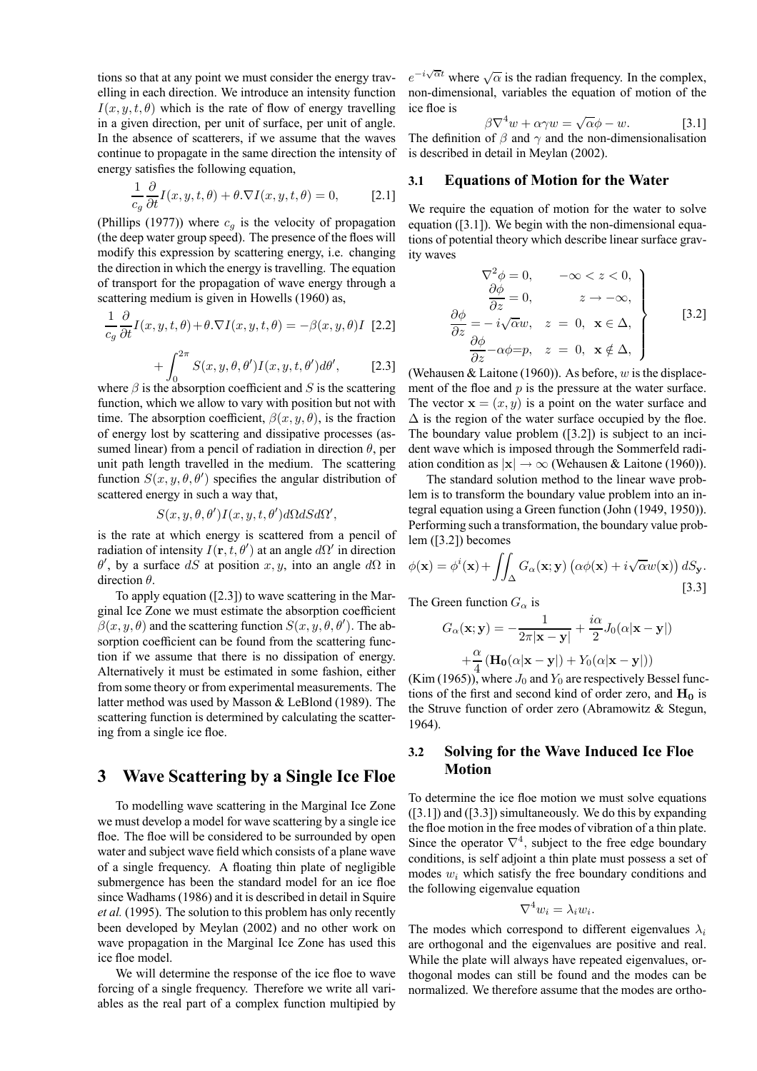tions so that at any point we must consider the energy travelling in each direction. We introduce an intensity function $I(x, y, t, \theta)$ which is the rate of flow of energy travelling in a given direction, per unit of surface, per unit of angle. In the absence of scatterers, if we assume that the waves continue to propagate in the same direction the intensity of energy satisfies the following equation,

$$\frac{1}{c_g}\frac{\partial}{\partial t}I(x, y, t, \theta) + \theta.\nabla I(x, y, t, \theta) = 0, \qquad [2.1]$$

(Phillips (1977)) where $c_g$ is the velocity of propagation (the deep water group speed). The presence of the floes will modify this expression by scattering energy, i.e. changing the direction in which the energy is travelling. The equation of transport for the propagation of wave energy through a scattering medium is given in Howells (1960) as,

$$\frac{1}{c_g}\frac{\partial}{\partial t}I(x, y, t, \theta) + \theta.\nabla I(x, y, t, \theta) = -\beta(x, y, \theta) I \qquad [2.2]$$

$$+ \int_0^{2\pi} S(x, y, \theta, \theta') I(x, y, t, \theta') d\theta', \qquad [2.3]$$

where $\beta$ is the absorption coefficient and $S$ is the scattering function, which we allow to vary with position but not with time. The absorption coefficient, $\beta(x, y, \theta)$, is the fraction of energy lost by scattering and dissipative processes (assumed linear) from a pencil of radiation in direction $\theta$, per unit path length travelled in the medium. The scattering function $S(x, y, \theta, \theta')$ specifies the angular distribution of scattered energy in such a way that,

$$S(x, y, \theta, \theta') I(x, y, t, \theta') d\Omega dS d\Omega',$$

is the rate at which energy is scattered from a pencil of radiation of intensity $I(\mathbf{r}, t, \theta')$ at an angle $d\Omega'$ in direction $\theta'$, by a surface $dS$ at position $x, y$, into an angle $d\Omega$ in direction $\theta$.

To apply equation ([2.3]) to wave scattering in the Marginal Ice Zone we must estimate the absorption coefficient $\beta(x, y, \theta)$ and the scattering function $S(x, y, \theta, \theta')$. The absorption coefficient can be found from the scattering function if we assume that there is no dissipation of energy. Alternatively it must be estimated in some fashion, either from some theory or from experimental measurements. The latter method was used by Masson & LeBlond (1989). The scattering function is determined by calculating the scattering from a single ice floe.

# 3 Wave Scattering by a Single Ice Floe

To modelling wave scattering in the Marginal Ice Zone we must develop a model for wave scattering by a single ice floe. The floe will be considered to be surrounded by open water and subject wave field which consists of a plane wave of a single frequency. A floating thin plate of negligible submergence has been the standard model for an ice floe since Wadhams (1986) and it is described in detail in Squire *et al.* (1995). The solution to this problem has only recently been developed by Meylan (2002) and no other work on wave propagation in the Marginal Ice Zone has used this ice floe model.

We will determine the response of the ice floe to wave forcing of a single frequency. Therefore we write all variables as the real part of a complex function multipied by $e^{-i\sqrt{\alpha}t}$ where $\sqrt{\alpha}$ is the radian frequency. In the complex, non-dimensional, variables the equation of motion of the ice floe is

$$\beta \nabla^4 w + \alpha\gamma w = \sqrt{\alpha}\phi - w. \qquad [3.1]$$

The definition of $\beta$ and $\gamma$ and the non-dimensionalisation is described in detail in Meylan (2002).

## 3.1 Equations of Motion for the Water

We require the equation of motion for the water to solve equation ([3.1]). We begin with the non-dimensional equations of potential theory which describe linear surface gravity waves

$$\left.\begin{array}{rl} \nabla^2\phi = 0, & -\infty < z < 0, \\ \dfrac{\partial \phi}{\partial z} = 0, & z \to -\infty, \\ \dfrac{\partial \phi}{\partial z} = -i\sqrt{\alpha}w, & z = 0, \ \mathbf{x} \in \Delta, \\ \dfrac{\partial \phi}{\partial z} - \alpha\phi = p, & z = 0, \ \mathbf{x} \notin \Delta, \end{array}\right\} \qquad [3.2]$$

(Wehausen & Laitone (1960)). As before, $w$ is the displacement of the floe and $p$ is the pressure at the water surface. The vector $\mathbf{x} = (x, y)$ is a point on the water surface and $\Delta$ is the region of the water surface occupied by the floe. The boundary value problem ([3.2]) is subject to an incident wave which is imposed through the Sommerfeld radiation condition as $|\mathbf{x}| \to \infty$ (Wehausen & Laitone (1960)).

The standard solution method to the linear wave problem is to transform the boundary value problem into an integral equation using a Green function (John (1949, 1950)). Performing such a transformation, the boundary value problem ([3.2]) becomes

$$\phi(\mathbf{x}) = \phi^i(\mathbf{x}) + \iint_\Delta G_\alpha(\mathbf{x}; \mathbf{y}) \left(\alpha\phi(\mathbf{x}) + i\sqrt{\alpha}w(\mathbf{x})\right) dS_{\mathbf{y}}. \qquad [3.3]$$

The Green function $G_\alpha$ is

$$G_\alpha(\mathbf{x}; \mathbf{y}) = -\frac{1}{2\pi|\mathbf{x} - \mathbf{y}|} + \frac{i\alpha}{2}J_0(\alpha|\mathbf{x} - \mathbf{y}|)$$
$$+ \frac{\alpha}{4}\left(\mathbf{H_0}(\alpha|\mathbf{x} - \mathbf{y}|) + Y_0(\alpha|\mathbf{x} - \mathbf{y}|)\right)$$

(Kim (1965)), where $J_0$ and $Y_0$ are respectively Bessel functions of the first and second kind of order zero, and $\mathbf{H_0}$ is the Struve function of order zero (Abramowitz & Stegun, 1964).

## 3.2 Solving for the Wave Induced Ice Floe Motion

To determine the ice floe motion we must solve equations ([3.1]) and ([3.3]) simultaneously. We do this by expanding the floe motion in the free modes of vibration of a thin plate. Since the operator $\nabla^4$, subject to the free edge boundary conditions, is self adjoint a thin plate must possess a set of modes $w_i$ which satisfy the free boundary conditions and the following eigenvalue equation

$$\nabla^4 w_i = \lambda_i w_i.$$

The modes which correspond to different eigenvalues $\lambda_i$ are orthogonal and the eigenvalues are positive and real. While the plate will always have repeated eigenvalues, orthogonal modes can still be found and the modes can be normalized. We therefore assume that the modes are ortho-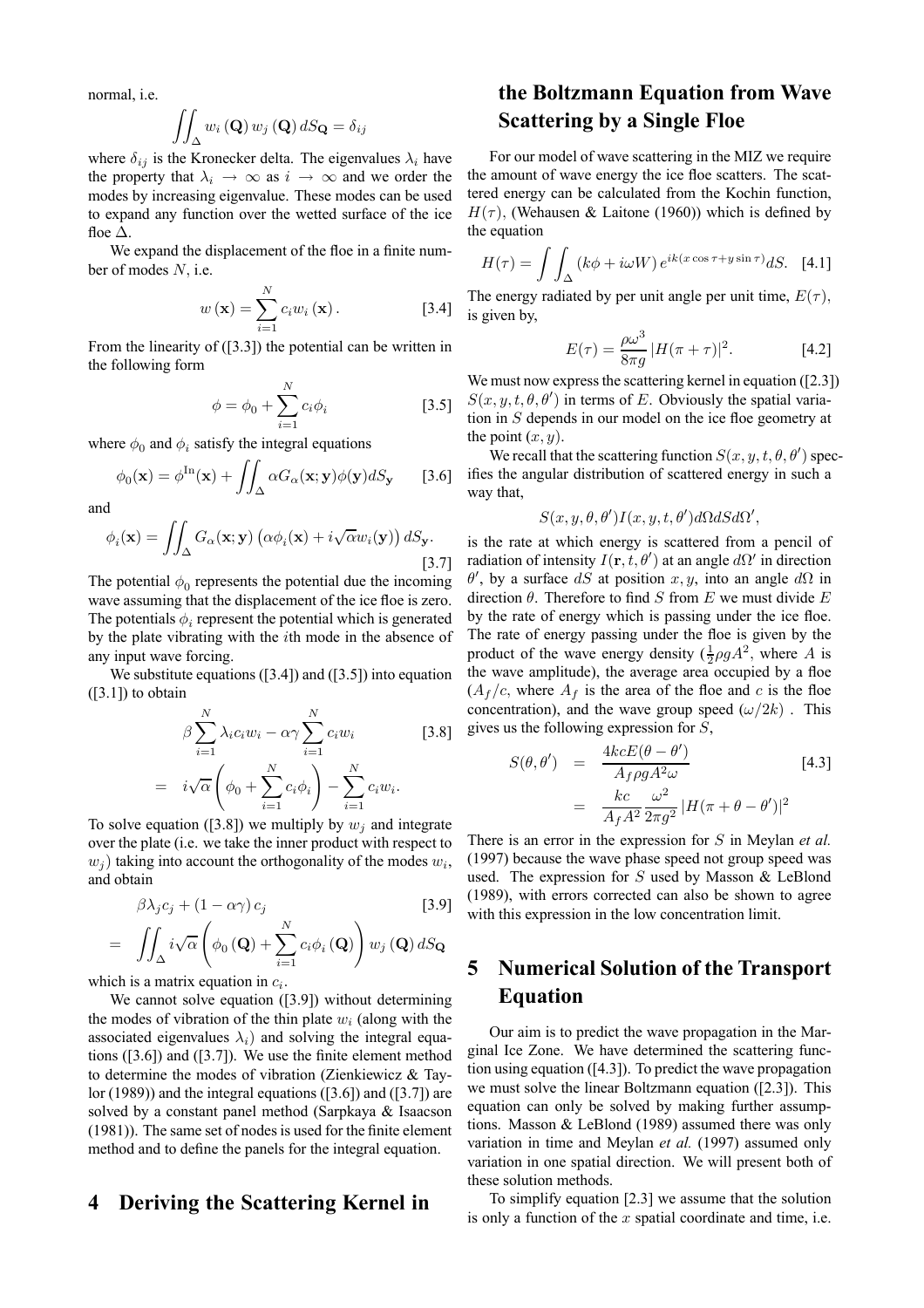normal, i.e.

$$\iint_{\Delta} w_i(\mathbf{Q})\, w_j(\mathbf{Q})\, dS_{\mathbf{Q}} = \delta_{ij}$$

where $\delta_{ij}$ is the Kronecker delta. The eigenvalues $\lambda_i$ have the property that $\lambda_i \to \infty$ as $i \to \infty$ and we order the modes by increasing eigenvalue. These modes can be used to expand any function over the wetted surface of the ice floe $\Delta$.

We expand the displacement of the floe in a finite number of modes $N$, i.e.

$$w(\mathbf{x}) = \sum_{i=1}^{N} c_i w_i(\mathbf{x}). \quad [3.4]$$

From the linearity of ([3.3]) the potential can be written in the following form

$$\phi = \phi_0 + \sum_{i=1}^{N} c_i \phi_i \quad [3.5]$$

where $\phi_0$ and $\phi_i$ satisfy the integral equations

$$\phi_0(\mathbf{x}) = \phi^{\mathrm{In}}(\mathbf{x}) + \iint_{\Delta} \alpha G_\alpha(\mathbf{x};\mathbf{y})\phi(\mathbf{y}) dS_{\mathbf{y}} \quad [3.6]$$

and

$$\phi_i(\mathbf{x}) = \iint_{\Delta} G_\alpha(\mathbf{x};\mathbf{y}) \left(\alpha\phi_i(\mathbf{x}) + i\sqrt{\alpha} w_i(\mathbf{y})\right) dS_{\mathbf{y}}. \quad [3.7]$$

The potential $\phi_0$ represents the potential due the incoming wave assuming that the displacement of the ice floe is zero. The potentials $\phi_i$ represent the potential which is generated by the plate vibrating with the $i$th mode in the absence of any input wave forcing.

We substitute equations ([3.4]) and ([3.5]) into equation ([3.1]) to obtain

$$\begin{aligned} &\beta \sum_{i=1}^{N} \lambda_i c_i w_i - \alpha\gamma \sum_{i=1}^{N} c_i w_i \quad [3.8] \\ &= i\sqrt{\alpha}\left(\phi_0 + \sum_{i=1}^{N} c_i\phi_i\right) - \sum_{i=1}^{N} c_i w_i. \end{aligned}$$

To solve equation ([3.8]) we multiply by $w_j$ and integrate over the plate (i.e. we take the inner product with respect to $w_j$) taking into account the orthogonality of the modes $w_i$, and obtain

$$\begin{aligned} &\beta\lambda_j c_j + (1 - \alpha\gamma)\, c_j \quad [3.9] \\ &= \iint_{\Delta} i\sqrt{\alpha}\left(\phi_0(\mathbf{Q}) + \sum_{i=1}^{N} c_i \phi_i(\mathbf{Q})\right) w_j(\mathbf{Q})\, dS_{\mathbf{Q}} \end{aligned}$$

which is a matrix equation in $c_i$.

We cannot solve equation ([3.9]) without determining the modes of vibration of the thin plate $w_i$ (along with the associated eigenvalues $\lambda_i$) and solving the integral equations ([3.6]) and ([3.7]). We use the finite element method to determine the modes of vibration (Zienkiewicz & Taylor (1989)) and the integral equations ([3.6]) and ([3.7]) are solved by a constant panel method (Sarpkaya & Isaacson (1981)). The same set of nodes is used for the finite element method and to define the panels for the integral equation.

# 4 Deriving the Scattering Kernel in the Boltzmann Equation from Wave Scattering by a Single Floe

For our model of wave scattering in the MIZ we require the amount of wave energy the ice floe scatters. The scattered energy can be calculated from the Kochin function, $H(\tau)$, (Wehausen & Laitone (1960)) which is defined by the equation

$$H(\tau) = \int\int_{\Delta} (k\phi + i\omega W)\, e^{ik(x\cos\tau + y\sin\tau)} dS. \quad [4.1]$$

The energy radiated by per unit angle per unit time, $E(\tau)$, is given by,

$$E(\tau) = \frac{\rho\omega^3}{8\pi g} |H(\pi + \tau)|^2. \quad [4.2]$$

We must now express the scattering kernel in equation ([2.3]) $S(x, y, t, \theta, \theta')$ in terms of $E$. Obviously the spatial variation in $S$ depends in our model on the ice floe geometry at the point $(x, y)$.

We recall that the scattering function $S(x, y, t, \theta, \theta')$ specifies the angular distribution of scattered energy in such a way that,

$$S(x, y, \theta, \theta') I(x, y, t, \theta') d\Omega dS d\Omega',$$

is the rate at which energy is scattered from a pencil of radiation of intensity $I(\mathbf{r}, t, \theta')$ at an angle $d\Omega'$ in direction $\theta'$, by a surface $dS$ at position $x, y$, into an angle $d\Omega$ in direction $\theta$. Therefore to find $S$ from $E$ we must divide $E$ by the rate of energy which is passing under the ice floe. The rate of energy passing under the floe is given by the product of the wave energy density ($\frac{1}{2}\rho g A^2$, where $A$ is the wave amplitude), the average area occupied by a floe ($A_f/c$, where $A_f$ is the area of the floe and $c$ is the floe concentration), and the wave group speed ($\omega/2k$). This gives us the following expression for $S$,

$$\begin{aligned} S(\theta, \theta') &= \frac{4kcE(\theta - \theta')}{A_f \rho g A^2 \omega} \quad [4.3] \\ &= \frac{kc}{A_f A^2} \frac{\omega^2}{2\pi g^2} |H(\pi + \theta - \theta')|^2 \end{aligned}$$

There is an error in the expression for $S$ in Meylan *et al.* (1997) because the wave phase speed not group speed was used. The expression for $S$ used by Masson & LeBlond (1989), with errors corrected can also be shown to agree with this expression in the low concentration limit.

# 5 Numerical Solution of the Transport Equation

Our aim is to predict the wave propagation in the Marginal Ice Zone. We have determined the scattering function using equation ([4.3]). To predict the wave propagation we must solve the linear Boltzmann equation ([2.3]). This equation can only be solved by making further assumptions. Masson & LeBlond (1989) assumed there was only variation in time and Meylan *et al.* (1997) assumed only variation in one spatial direction. We will present both of these solution methods.

To simplify equation [2.3] we assume that the solution is only a function of the $x$ spatial coordinate and time, i.e.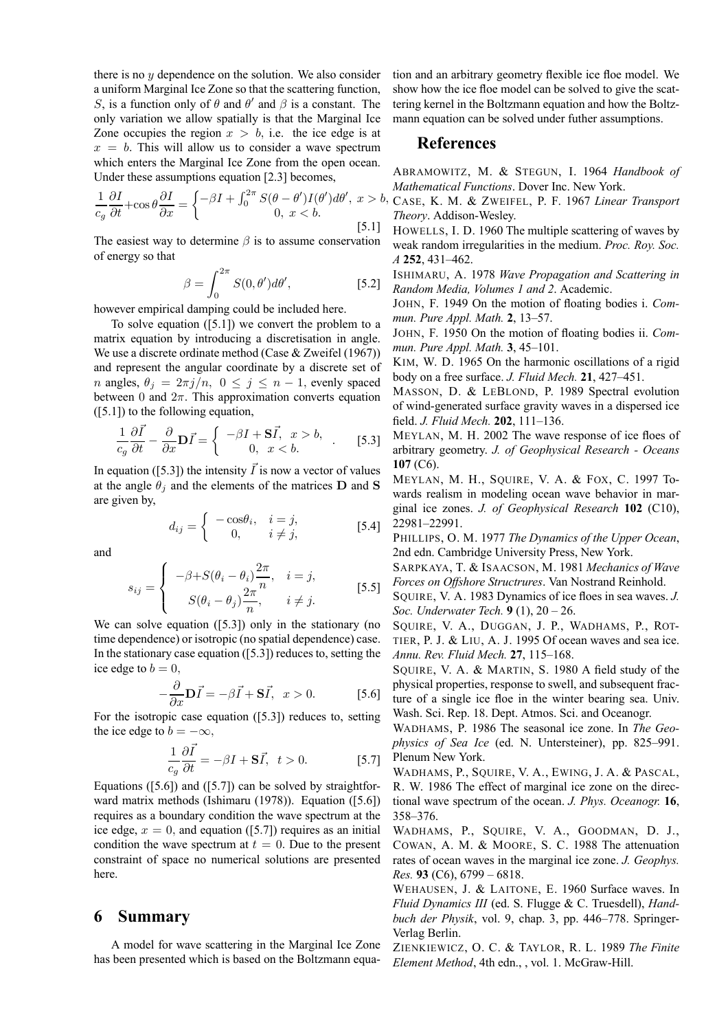there is no $y$ dependence on the solution. We also consider a uniform Marginal Ice Zone so that the scattering function, $S$, is a function only of $\theta$ and $\theta'$ and $\beta$ is a constant. The only variation we allow spatially is that the Marginal Ice Zone occupies the region $x > b$, i.e. the ice edge is at $x = b$. This will allow us to consider a wave spectrum which enters the Marginal Ice Zone from the open ocean. Under these assumptions equation [2.3] becomes,

$$\frac{1}{c_g}\frac{\partial I}{\partial t}+\cos\theta\frac{\partial I}{\partial x} = \begin{cases} -\beta I + \int_0^{2\pi} S(\theta-\theta')I(\theta')d\theta', & x > b, \\ 0, & x < b. \end{cases} \qquad [5.1]$$

The easiest way to determine $\beta$ is to assume conservation of energy so that

$$\beta = \int_0^{2\pi} S(0,\theta')d\theta', \qquad [5.2]$$

however empirical damping could be included here.

To solve equation ([5.1]) we convert the problem to a matrix equation by introducing a discretisation in angle. We use a discrete ordinate method (Case & Zweifel (1967)) and represent the angular coordinate by a discrete set of $n$ angles, $\theta_j = 2\pi j/n,\ 0 \le j \le n-1$, evenly spaced between 0 and $2\pi$. This approximation converts equation ([5.1]) to the following equation,

$$\frac{1}{c_g}\frac{\partial \vec{I}}{\partial t} - \frac{\partial}{\partial x}\mathbf{D}\vec{I} = \begin{cases} -\beta I + \mathbf{S}\vec{I}, & x > b, \\ 0, & x < b. \end{cases} \qquad [5.3]$$

In equation ([5.3]) the intensity $\vec{I}$ is now a vector of values at the angle $\theta_j$ and the elements of the matrices $\mathbf{D}$ and $\mathbf{S}$ are given by,

$$d_{ij} = \begin{cases} -\cos\theta_i, & i = j, \\ 0, & i \neq j, \end{cases} \qquad [5.4]$$

and

$$s_{ij} = \begin{cases} -\beta + S(\theta_i - \theta_i)\dfrac{2\pi}{n}, & i = j, \\ S(\theta_i - \theta_j)\dfrac{2\pi}{n}, & i \neq j. \end{cases} \qquad [5.5]$$

We can solve equation ([5.3]) only in the stationary (no time dependence) or isotropic (no spatial dependence) case. In the stationary case equation ([5.3]) reduces to, setting the ice edge to $b = 0$,

$$-\frac{\partial}{\partial x}\mathbf{D}\vec{I} = -\beta\vec{I} + \mathbf{S}\vec{I}, \quad x > 0. \qquad [5.6]$$

For the isotropic case equation ([5.3]) reduces to, setting the ice edge to $b = -\infty$,

$$\frac{1}{c_g}\frac{\partial \vec{I}}{\partial t} = -\beta I + \mathbf{S}\vec{I}, \quad t > 0. \qquad [5.7]$$

Equations ([5.6]) and ([5.7]) can be solved by straightforward matrix methods (Ishimaru (1978)). Equation ([5.6]) requires as a boundary condition the wave spectrum at the ice edge, $x = 0$, and equation ([5.7]) requires as an initial condition the wave spectrum at $t = 0$. Due to the present constraint of space no numerical solutions are presented here.

# 6 Summary

A model for wave scattering in the Marginal Ice Zone has been presented which is based on the Boltzmann equation and an arbitrary geometry flexible ice floe model. We show how the ice floe model can be solved to give the scattering kernel in the Boltzmann equation and how the Boltzmann equation can be solved under futher assumptions.

# References

ABRAMOWITZ, M. & STEGUN, I. 1964 *Handbook of Mathematical Functions*. Dover Inc. New York.

CASE, K. M. & ZWEIFEL, P. F. 1967 *Linear Transport Theory*. Addison-Wesley.

HOWELLS, I. D. 1960 The multiple scattering of waves by weak random irregularities in the medium. *Proc. Roy. Soc. A* **252**, 431–462.

ISHIMARU, A. 1978 *Wave Propagation and Scattering in Random Media, Volumes 1 and 2*. Academic.

JOHN, F. 1949 On the motion of floating bodies i. *Commun. Pure Appl. Math.* **2**, 13–57.

JOHN, F. 1950 On the motion of floating bodies ii. *Commun. Pure Appl. Math.* **3**, 45–101.

KIM, W. D. 1965 On the harmonic oscillations of a rigid body on a free surface. *J. Fluid Mech.* **21**, 427–451.

MASSON, D. & LEBLOND, P. 1989 Spectral evolution of wind-generated surface gravity waves in a dispersed ice field. *J. Fluid Mech.* **202**, 111–136.

MEYLAN, M. H. 2002 The wave response of ice floes of arbitrary geometry. *J. of Geophysical Research - Oceans* **107** (C6).

MEYLAN, M. H., SQUIRE, V. A. & FOX, C. 1997 Towards realism in modeling ocean wave behavior in marginal ice zones. *J. of Geophysical Research* **102** (C10), 22981–22991.

PHILLIPS, O. M. 1977 *The Dynamics of the Upper Ocean*, 2nd edn. Cambridge University Press, New York.

SARPKAYA, T. & ISAACSON, M. 1981 *Mechanics of Wave Forces on Offshore Structrures*. Van Nostrand Reinhold.

SQUIRE, V. A. 1983 Dynamics of ice floes in sea waves. *J. Soc. Underwater Tech.* **9** (1), 20 – 26.

SQUIRE, V. A., DUGGAN, J. P., WADHAMS, P., ROTTIER, P. J. & LIU, A. J. 1995 Of ocean waves and sea ice. *Annu. Rev. Fluid Mech.* **27**, 115–168.

SQUIRE, V. A. & MARTIN, S. 1980 A field study of the physical properties, response to swell, and subsequent fracture of a single ice floe in the winter bearing sea. Univ. Wash. Sci. Rep. 18. Dept. Atmos. Sci. and Oceanogr.

WADHAMS, P. 1986 The seasonal ice zone. In *The Geophysics of Sea Ice* (ed. N. Untersteiner), pp. 825–991. Plenum New York.

WADHAMS, P., SQUIRE, V. A., EWING, J. A. & PASCAL, R. W. 1986 The effect of marginal ice zone on the directional wave spectrum of the ocean. *J. Phys. Oceanogr.* **16**, 358–376.

WADHAMS, P., SQUIRE, V. A., GOODMAN, D. J., COWAN, A. M. & MOORE, S. C. 1988 The attenuation rates of ocean waves in the marginal ice zone. *J. Geophys. Res.* **93** (C6), 6799 – 6818.

WEHAUSEN, J. & LAITONE, E. 1960 Surface waves. In *Fluid Dynamics III* (ed. S. Flugge & C. Truesdell), *Handbuch der Physik*, vol. 9, chap. 3, pp. 446–778. Springer-Verlag Berlin.

ZIENKIEWICZ, O. C. & TAYLOR, R. L. 1989 *The Finite Element Method*, 4th edn., , vol. 1. McGraw-Hill.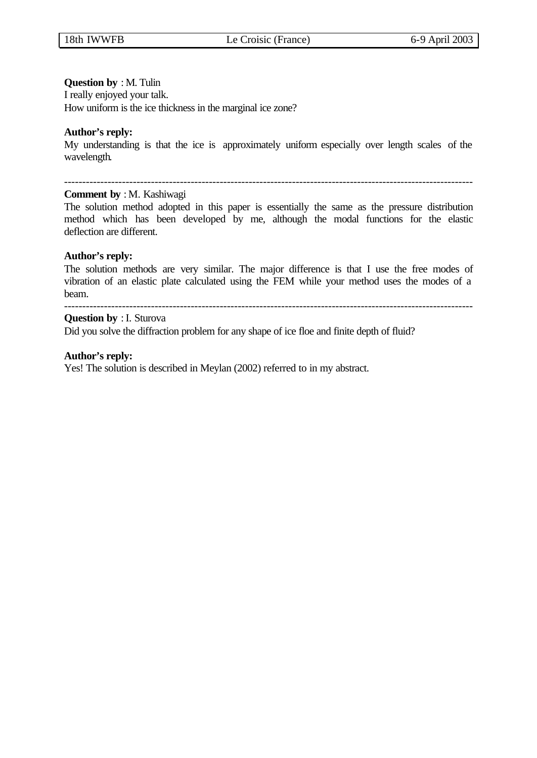**Question by** : M. Tulin
I really enjoyed your talk.
How uniform is the ice thickness in the marginal ice zone?

**Author's reply:**
My understanding is that the ice is approximately uniform especially over length scales of the wavelength.

---

**Comment by** : M. Kashiwagi
The solution method adopted in this paper is essentially the same as the pressure distribution method which has been developed by me, although the modal functions for the elastic deflection are different.

**Author's reply:**
The solution methods are very similar. The major difference is that I use the free modes of vibration of an elastic plate calculated using the FEM while your method uses the modes of a beam.

---

**Question by** : I. Sturova
Did you solve the diffraction problem for any shape of ice floe and finite depth of fluid?

**Author's reply:**
Yes! The solution is described in Meylan (2002) referred to in my abstract.